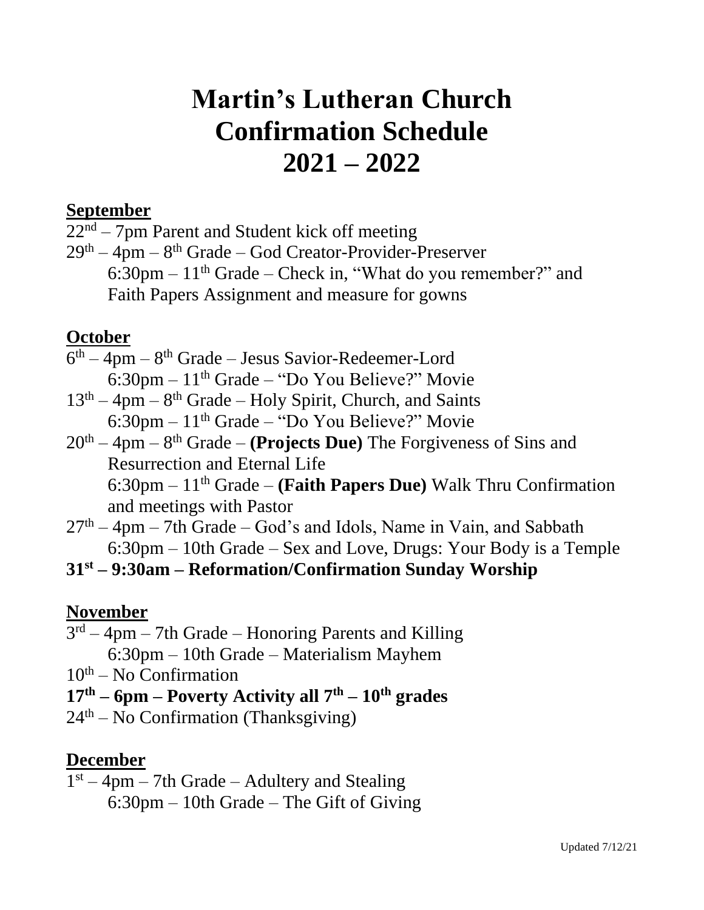# Martin's Lutheran Church
# Confirmation Schedule
# 2021 – 2022

## September

22nd – 7pm Parent and Student kick off meeting

29th – 4pm – 8th Grade – God Creator-Provider-Preserver
    6:30pm – 11th Grade – Check in, "What do you remember?" and Faith Papers Assignment and measure for gowns

## October

6th – 4pm – 8th Grade – Jesus Savior-Redeemer-Lord
    6:30pm – 11th Grade – "Do You Believe?" Movie

13th – 4pm – 8th Grade – Holy Spirit, Church, and Saints
    6:30pm – 11th Grade – "Do You Believe?" Movie

20th – 4pm – 8th Grade – **(Projects Due)** The Forgiveness of Sins and Resurrection and Eternal Life
    6:30pm – 11th Grade – **(Faith Papers Due)** Walk Thru Confirmation and meetings with Pastor

27th – 4pm – 7th Grade – God's and Idols, Name in Vain, and Sabbath
    6:30pm – 10th Grade – Sex and Love, Drugs: Your Body is a Temple

**31st – 9:30am – Reformation/Confirmation Sunday Worship**

## November

3rd – 4pm – 7th Grade – Honoring Parents and Killing
    6:30pm – 10th Grade – Materialism Mayhem

10th – No Confirmation

**17th – 6pm – Poverty Activity all 7th – 10th grades**

24th – No Confirmation (Thanksgiving)

## December

1st – 4pm – 7th Grade – Adultery and Stealing
    6:30pm – 10th Grade – The Gift of Giving

Updated 7/12/21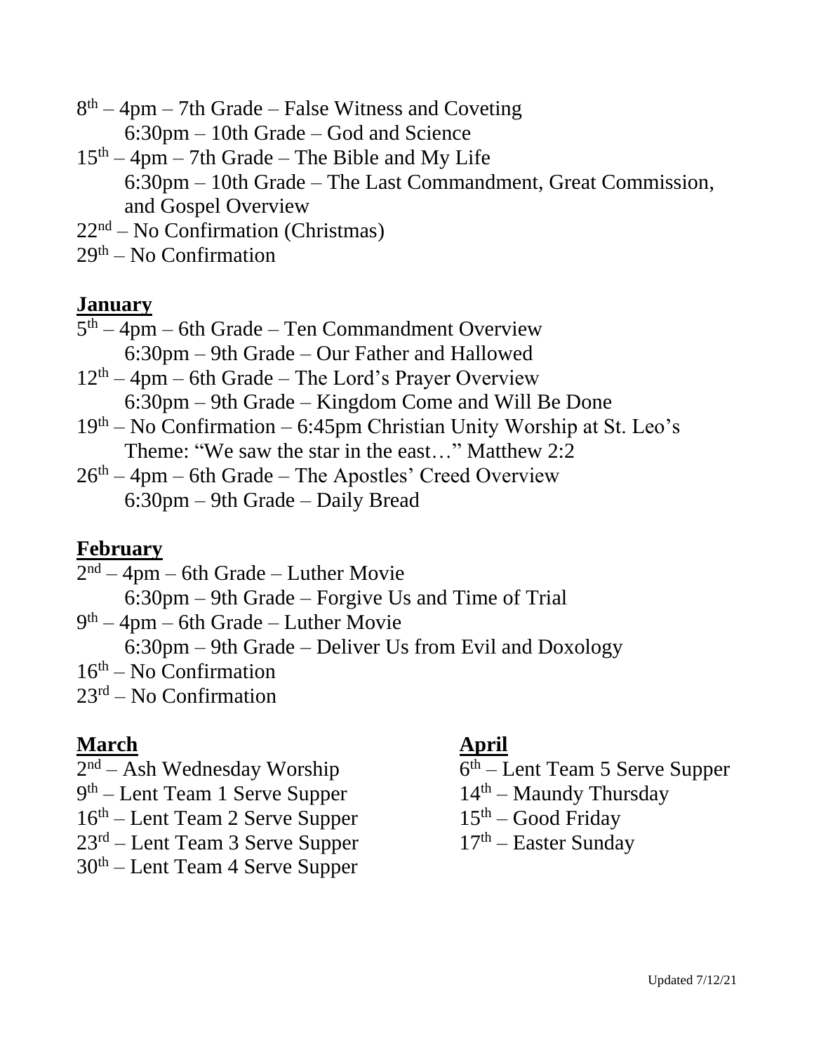8th – 4pm – 7th Grade – False Witness and Coveting
6:30pm – 10th Grade – God and Science

15th – 4pm – 7th Grade – The Bible and My Life
6:30pm – 10th Grade – The Last Commandment, Great Commission, and Gospel Overview

22nd – No Confirmation (Christmas)

29th – No Confirmation

## January

5th – 4pm – 6th Grade – Ten Commandment Overview
6:30pm – 9th Grade – Our Father and Hallowed

12th – 4pm – 6th Grade – The Lord's Prayer Overview
6:30pm – 9th Grade – Kingdom Come and Will Be Done

19th – No Confirmation – 6:45pm Christian Unity Worship at St. Leo's
Theme: "We saw the star in the east…" Matthew 2:2

26th – 4pm – 6th Grade – The Apostles' Creed Overview
6:30pm – 9th Grade – Daily Bread

## February

2nd – 4pm – 6th Grade – Luther Movie
6:30pm – 9th Grade – Forgive Us and Time of Trial

9th – 4pm – 6th Grade – Luther Movie
6:30pm – 9th Grade – Deliver Us from Evil and Doxology

16th – No Confirmation

23rd – No Confirmation

## March

2nd – Ash Wednesday Worship

9th – Lent Team 1 Serve Supper

16th – Lent Team 2 Serve Supper

23rd – Lent Team 3 Serve Supper

30th – Lent Team 4 Serve Supper

## April

6th – Lent Team 5 Serve Supper

14th – Maundy Thursday

15th – Good Friday

17th – Easter Sunday

Updated 7/12/21